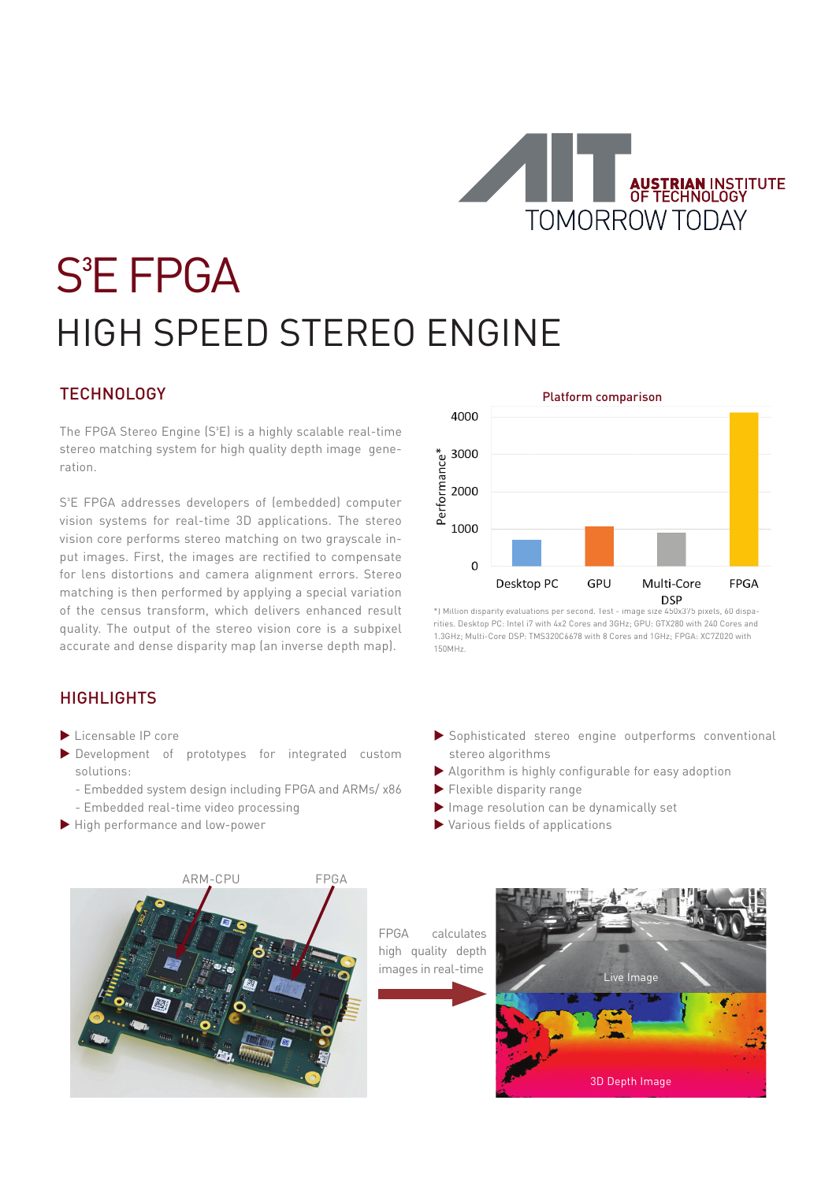# S³E FPGA

## HIGH SPEED STEREO ENGINE

### TECHNOLOGY

The FPGA Stereo Engine (S³E) is a highly scalable real-time stereo matching system for high quality depth image generation.

S³E FPGA addresses developers of (embedded) computer vision systems for real-time 3D applications. The stereo vision core performs stereo matching on two grayscale input images. First, the images are rectified to compensate for lens distortions and camera alignment errors. Stereo matching is then performed by applying a special variation of the census transform, which delivers enhanced result quality. The output of the stereo vision core is a subpixel accurate and dense disparity map (an inverse depth map).

**Platform comparison**

| Platform | Performance* (approx.) |
|---|---|
| Desktop PC | ~700 |
| GPU | ~1050 |
| Multi-Core DSP | ~880 |
| FPGA | ~4100 |

*) Million disparity evaluations per second. Test - image size 450x375 pixels, 60 disparities. Desktop PC: Intel i7 with 4x2 Cores and 3GHz; GPU: GTX280 with 240 Cores and 1.3GHz; Multi-Core DSP: TMS320C6678 with 8 Cores and 1GHz; FPGA: XC7Z020 with 150MHz.

### HIGHLIGHTS

- Licensable IP core
- Development of prototypes for integrated custom solutions:
  - Embedded system design including FPGA and ARMs/ x86
  - Embedded real-time video processing
- High performance and low-power
- Sophisticated stereo engine outperforms conventional stereo algorithms
- Algorithm is highly configurable for easy adoption
- Flexible disparity range
- Image resolution can be dynamically set
- Various fields of applications

ARM-CPU    FPGA

FPGA calculates high quality depth images in real-time

Live Image

3D Depth Image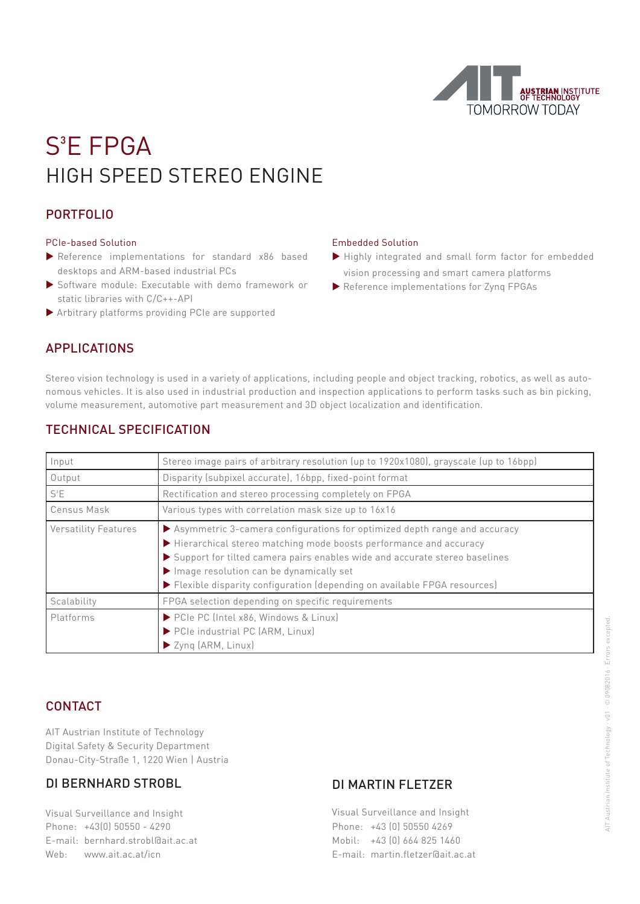# S³E FPGA

## HIGH SPEED STEREO ENGINE

## PORTFOLIO

### PCIe-based Solution

- Reference implementations for standard x86 based desktops and ARM-based industrial PCs
- Software module: Executable with demo framework or static libraries with C/C++-API
- Arbitrary platforms providing PCIe are supported

### Embedded Solution

- Highly integrated and small form factor for embedded vision processing and smart camera platforms
- Reference implementations for Zynq FPGAs

## APPLICATIONS

Stereo vision technology is used in a variety of applications, including people and object tracking, robotics, as well as autonomous vehicles. It is also used in industrial production and inspection applications to perform tasks such as bin picking, volume measurement, automotive part measurement and 3D object localization and identification.

## TECHNICAL SPECIFICATION

| | |
|---|---|
| Input | Stereo image pairs of arbitrary resolution (up to 1920x1080), grayscale (up to 16bpp) |
| Output | Disparity (subpixel accurate), 16bpp, fixed-point format |
| S³E | Rectification and stereo processing completely on FPGA |
| Census Mask | Various types with correlation mask size up to 16x16 |
| Versatility Features | ▶ Asymmetric 3-camera configurations for optimized depth range and accuracy<br>▶ Hierarchical stereo matching mode boosts performance and accuracy<br>▶ Support for tilted camera pairs enables wide and accurate stereo baselines<br>▶ Image resolution can be dynamically set<br>▶ Flexible disparity configuration (depending on available FPGA resources) |
| Scalability | FPGA selection depending on specific requirements |
| Platforms | ▶ PCIe PC (Intel x86, Windows & Linux)<br>▶ PCIe industrial PC (ARM, Linux)<br>▶ Zynq (ARM, Linux) |

## CONTACT

AIT Austrian Institute of Technology
Digital Safety & Security Department
Donau-City-Straße 1, 1220 Wien | Austria

### DI BERNHARD STROBL

Visual Surveillance and Insight
Phone: +43(0) 50550 - 4290
E-mail: bernhard.strobl@ait.ac.at
Web: www.ait.ac.at/icn

### DI MARTIN FLETZER

Visual Surveillance and Insight
Phone: +43 (0) 50550 4269
Mobil: +43 (0) 664 825 1460
E-mail: martin.fletzer@ait.ac.at

AIT Austrian Institute of Technology · v01 · © 09082016 · Errors excepted.